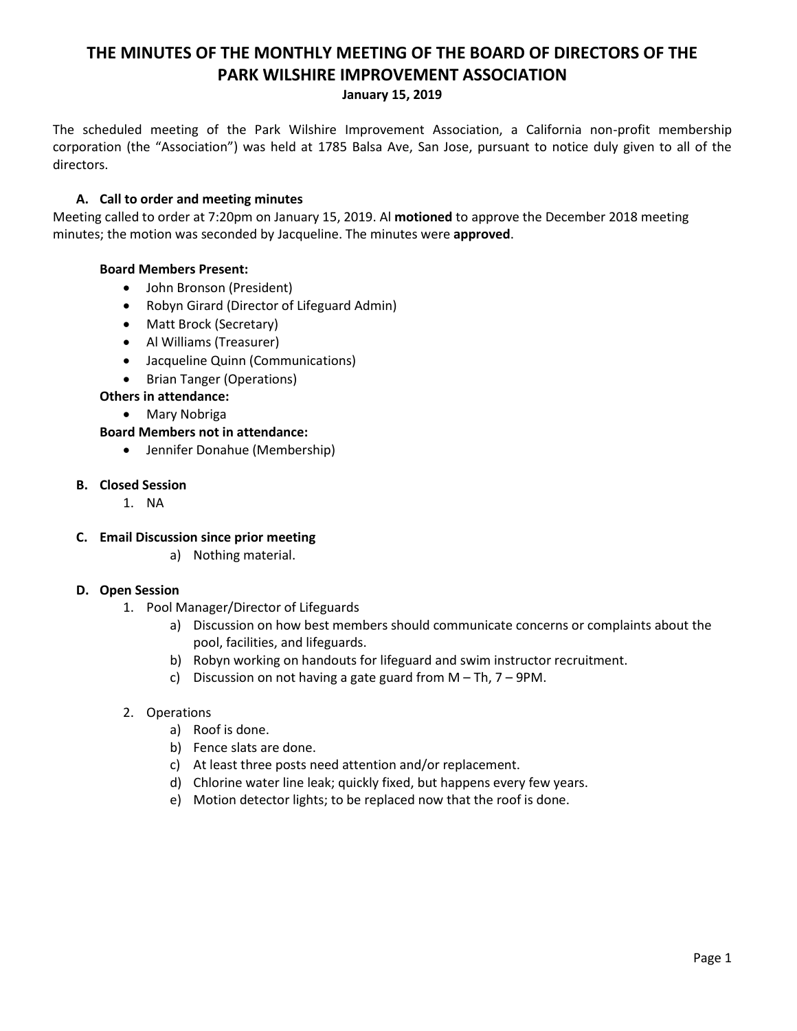# THE MINUTES OF THE MONTHLY MEETING OF THE BOARD OF DIRECTORS OF THE PARK WILSHIRE IMPROVEMENT ASSOCIATION

**January 15, 2019**

The scheduled meeting of the Park Wilshire Improvement Association, a California non-profit membership corporation (the "Association") was held at 1785 Balsa Ave, San Jose, pursuant to notice duly given to all of the directors.

### A. Call to order and meeting minutes

Meeting called to order at 7:20pm on January 15, 2019. Al **motioned** to approve the December 2018 meeting minutes; the motion was seconded by Jacqueline. The minutes were **approved**.

**Board Members Present:**

- John Bronson (President)
- Robyn Girard (Director of Lifeguard Admin)
- Matt Brock (Secretary)
- Al Williams (Treasurer)
- Jacqueline Quinn (Communications)
- Brian Tanger (Operations)

**Others in attendance:**

- Mary Nobriga

**Board Members not in attendance:**

- Jennifer Donahue (Membership)

### B. Closed Session

1. NA

### C. Email Discussion since prior meeting

a) Nothing material.

### D. Open Session

1. Pool Manager/Director of Lifeguards
   a) Discussion on how best members should communicate concerns or complaints about the pool, facilities, and lifeguards.
   b) Robyn working on handouts for lifeguard and swim instructor recruitment.
   c) Discussion on not having a gate guard from M – Th, 7 – 9PM.

2. Operations
   a) Roof is done.
   b) Fence slats are done.
   c) At least three posts need attention and/or replacement.
   d) Chlorine water line leak; quickly fixed, but happens every few years.
   e) Motion detector lights; to be replaced now that the roof is done.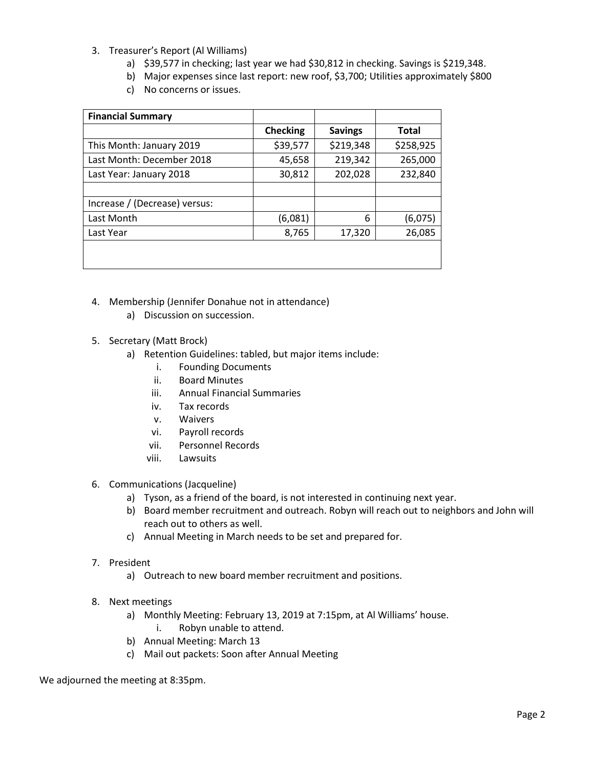3. Treasurer's Report (Al Williams)
    a) $39,577 in checking; last year we had $30,812 in checking. Savings is $219,348.
    b) Major expenses since last report: new roof, $3,700; Utilities approximately $800
    c) No concerns or issues.

| Financial Summary | | | |
|---|---|---|---|
| | Checking | Savings | Total |
| This Month: January 2019 | $39,577 | $219,348 | $258,925 |
| Last Month: December 2018 | 45,658 | 219,342 | 265,000 |
| Last Year: January 2018 | 30,812 | 202,028 | 232,840 |
| | | | |
| Increase / (Decrease) versus: | | | |
| Last Month | (6,081) | 6 | (6,075) |
| Last Year | 8,765 | 17,320 | 26,085 |

4. Membership (Jennifer Donahue not in attendance)
    a) Discussion on succession.

5. Secretary (Matt Brock)
    a) Retention Guidelines: tabled, but major items include:
        i. Founding Documents
        ii. Board Minutes
        iii. Annual Financial Summaries
        iv. Tax records
        v. Waivers
        vi. Payroll records
        vii. Personnel Records
        viii. Lawsuits

6. Communications (Jacqueline)
    a) Tyson, as a friend of the board, is not interested in continuing next year.
    b) Board member recruitment and outreach. Robyn will reach out to neighbors and John will reach out to others as well.
    c) Annual Meeting in March needs to be set and prepared for.

7. President
    a) Outreach to new board member recruitment and positions.

8. Next meetings
    a) Monthly Meeting: February 13, 2019 at 7:15pm, at Al Williams' house.
        i. Robyn unable to attend.
    b) Annual Meeting: March 13
    c) Mail out packets: Soon after Annual Meeting

We adjourned the meeting at 8:35pm.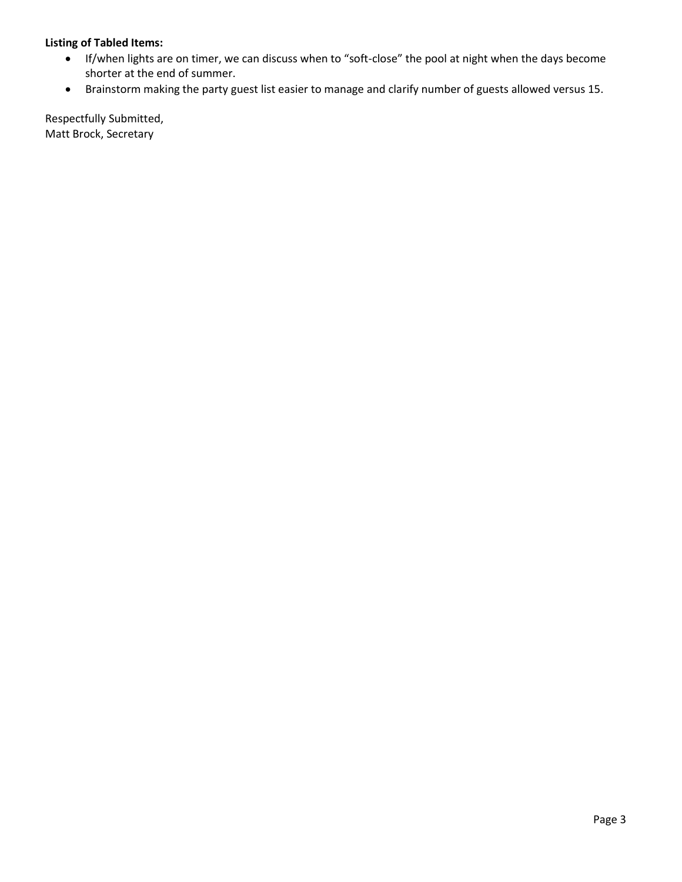**Listing of Tabled Items:**

- If/when lights are on timer, we can discuss when to "soft-close" the pool at night when the days become shorter at the end of summer.
- Brainstorm making the party guest list easier to manage and clarify number of guests allowed versus 15.

Respectfully Submitted,
Matt Brock, Secretary